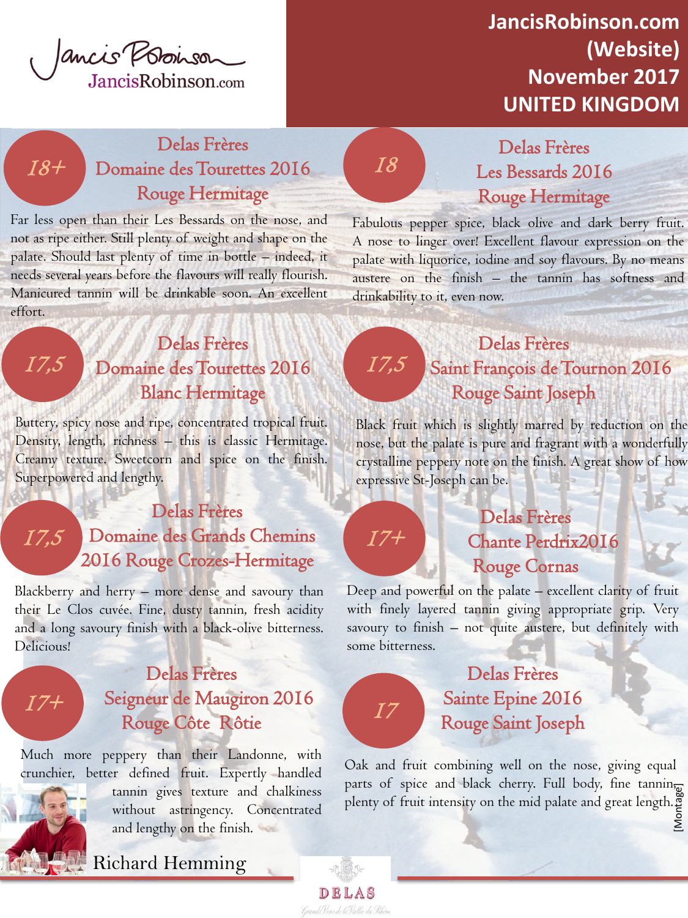Jancis Robinson
JancisRobinson.com

# JancisRobinson.com (Website) November 2017 UNITED KINGDOM

## 18+ — Delas Frères Domaine des Tourettes 2016 Rouge Hermitage

Far less open than their Les Bessards on the nose, and not as ripe either. Still plenty of weight and shape on the palate. Should last plenty of time in bottle – indeed, it needs several years before the flavours will really flourish. Manicured tannin will be drinkable soon. An excellent effort.

## 18 — Delas Frères Les Bessards 2016 Rouge Hermitage

Fabulous pepper spice, black olive and dark berry fruit. A nose to linger over! Excellent flavour expression on the palate with liquorice, iodine and soy flavours. By no means austere on the finish – the tannin has softness and drinkability to it, even now.

## 17,5 — Delas Frères Domaine des Tourettes 2016 Blanc Hermitage

Buttery, spicy nose and ripe, concentrated tropical fruit. Density, length, richness – this is classic Hermitage. Creamy texture. Sweetcorn and spice on the finish. Superpowered and lengthy.

## 17,5 — Delas Frères Saint François de Tournon 2016 Rouge Saint Joseph

Black fruit which is slightly marred by reduction on the nose, but the palate is pure and fragrant with a wonderfully crystalline peppery note on the finish. A great show of how expressive St-Joseph can be.

## 17,5 — Delas Frères Domaine des Grands Chemins 2016 Rouge Crozes-Hermitage

Blackberry and herry – more dense and savoury than their Le Clos cuvée. Fine, dusty tannin, fresh acidity and a long savoury finish with a black-olive bitterness. Delicious!

## 17+ — Delas Frères Chante Perdrix2016 Rouge Cornas

Deep and powerful on the palate – excellent clarity of fruit with finely layered tannin giving appropriate grip. Very savoury to finish – not quite austere, but definitely with some bitterness.

## 17+ — Delas Frères Seigneur de Maugiron 2016 Rouge Côte Rôtie

Much more peppery than their Landonne, with crunchier, better defined fruit. Expertly handled tannin gives texture and chalkiness without astringency. Concentrated and lengthy on the finish.

## 17 — Delas Frères Sainte Epine 2016 Rouge Saint Joseph

Oak and fruit combining well on the nose, giving equal parts of spice and black cherry. Full body, fine tannin, plenty of fruit intensity on the mid palate and great length.

Richard Hemming

[Montage]

DELAS
Grands Vins de la Vallée du Rhône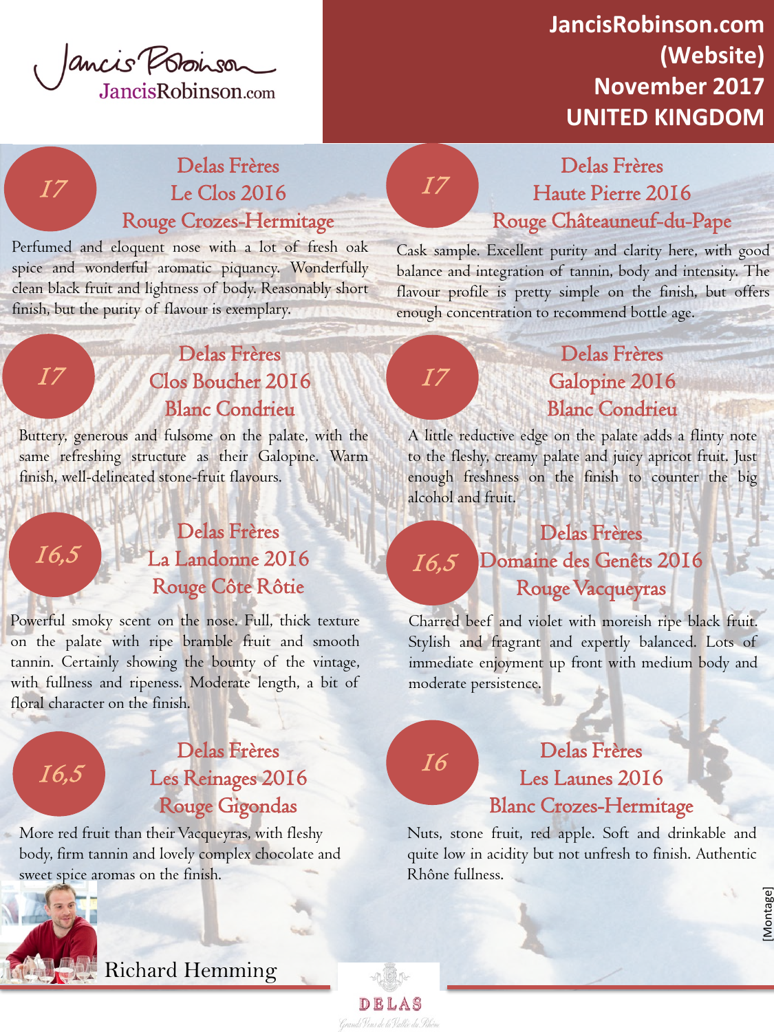# JancisRobinson.com (Website) November 2017 UNITED KINGDOM

JancisRobinson.com

## 17 — Delas Frères Le Clos 2016 Rouge Crozes-Hermitage

Perfumed and eloquent nose with a lot of fresh oak spice and wonderful aromatic piquancy. Wonderfully clean black fruit and lightness of body. Reasonably short finish, but the purity of flavour is exemplary.

## 17 — Delas Frères Haute Pierre 2016 Rouge Châteauneuf-du-Pape

Cask sample. Excellent purity and clarity here, with good balance and integration of tannin, body and intensity. The flavour profile is pretty simple on the finish, but offers enough concentration to recommend bottle age.

## 17 — Delas Frères Clos Boucher 2016 Blanc Condrieu

Buttery, generous and fulsome on the palate, with the same refreshing structure as their Galopine. Warm finish, well-delineated stone-fruit flavours.

## 17 — Delas Frères Galopine 2016 Blanc Condrieu

A little reductive edge on the palate adds a flinty note to the fleshy, creamy palate and juicy apricot fruit. Just enough freshness on the finish to counter the big alcohol and fruit.

## 16,5 — Delas Frères La Landonne 2016 Rouge Côte Rôtie

Powerful smoky scent on the nose. Full, thick texture on the palate with ripe bramble fruit and smooth tannin. Certainly showing the bounty of the vintage, with fullness and ripeness. Moderate length, a bit of floral character on the finish.

## 16,5 — Delas Frères Domaine des Genêts 2016 Rouge Vacqueyras

Charred beef and violet with moreish ripe black fruit. Stylish and fragrant and expertly balanced. Lots of immediate enjoyment up front with medium body and moderate persistence.

## 16,5 — Delas Frères Les Reinages 2016 Rouge Gigondas

More red fruit than their Vacqueyras, with fleshy body, firm tannin and lovely complex chocolate and sweet spice aromas on the finish.

## 16 — Delas Frères Les Launes 2016 Blanc Crozes-Hermitage

Nuts, stone fruit, red apple. Soft and drinkable and quite low in acidity but not unfresh to finish. Authentic Rhône fullness.

Richard Hemming

[Montage]

DELAS
Grands Vins de la Vallée du Rhône